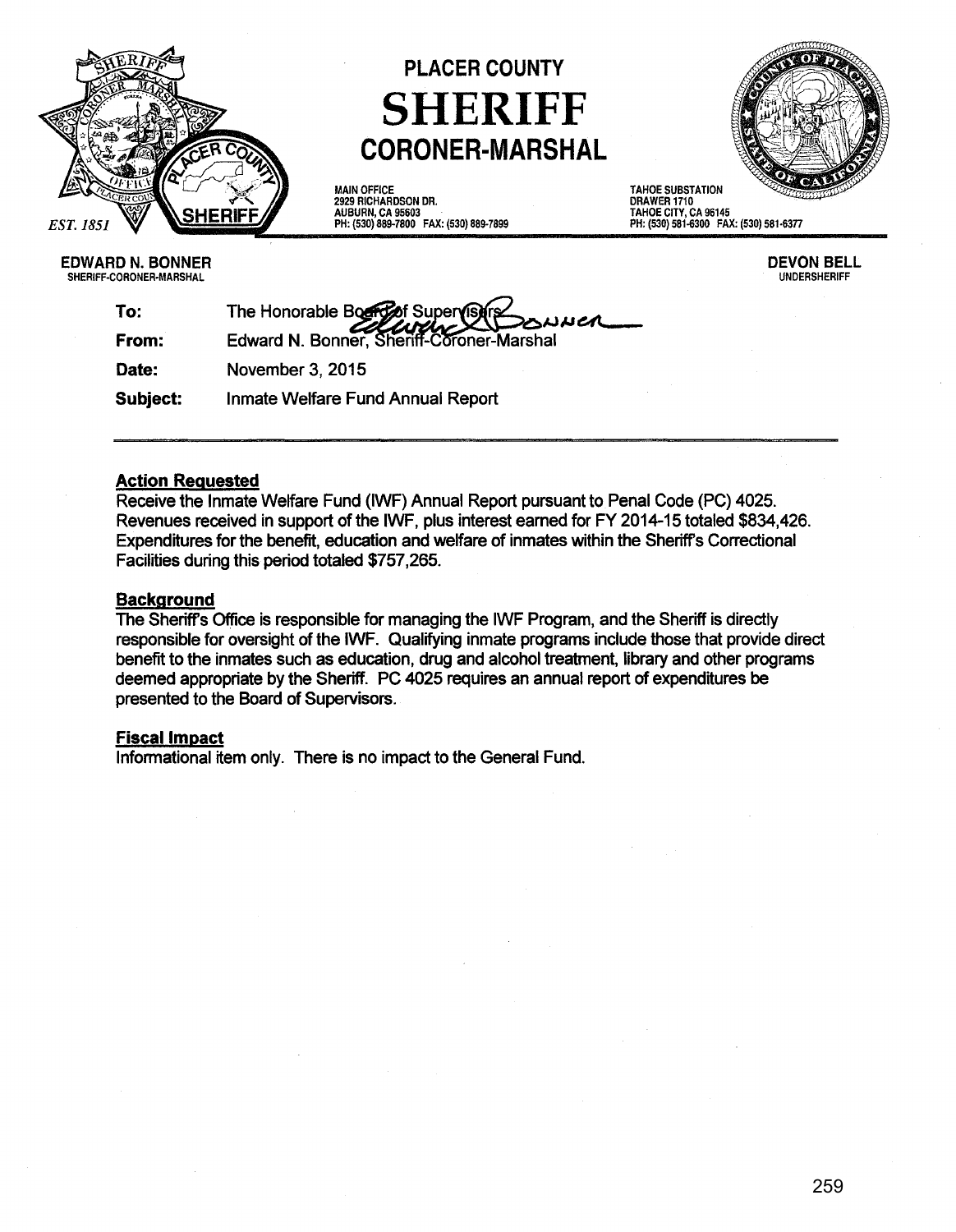# PLACER COUNTY
# SHERIFF
## CORONER-MARSHAL

EST. 1851

MAIN OFFICE
2929 RICHARDSON DR.
AUBURN, CA 95603
PH: (530) 889-7800 FAX: (530) 889-7899

TAHOE SUBSTATION
DRAWER 1710
TAHOE CITY, CA 96145
PH: (530) 581-6300 FAX: (530) 581-6377

**EDWARD N. BONNER**
SHERIFF-CORONER-MARSHAL

**DEVON BELL**
UNDERSHERIFF

**To:** The Honorable Board of Supervisors

**From:** Edward N. Bonner, Sheriff-Coroner-Marshal

**Date:** November 3, 2015

**Subject:** Inmate Welfare Fund Annual Report

---

**Action Requested**

Receive the Inmate Welfare Fund (IWF) Annual Report pursuant to Penal Code (PC) 4025. Revenues received in support of the IWF, plus interest earned for FY 2014-15 totaled $834,426. Expenditures for the benefit, education and welfare of inmates within the Sheriff's Correctional Facilities during this period totaled $757,265.

**Background**

The Sheriff's Office is responsible for managing the IWF Program, and the Sheriff is directly responsible for oversight of the IWF. Qualifying inmate programs include those that provide direct benefit to the inmates such as education, drug and alcohol treatment, library and other programs deemed appropriate by the Sheriff. PC 4025 requires an annual report of expenditures be presented to the Board of Supervisors.

**Fiscal Impact**

Informational item only. There is no impact to the General Fund.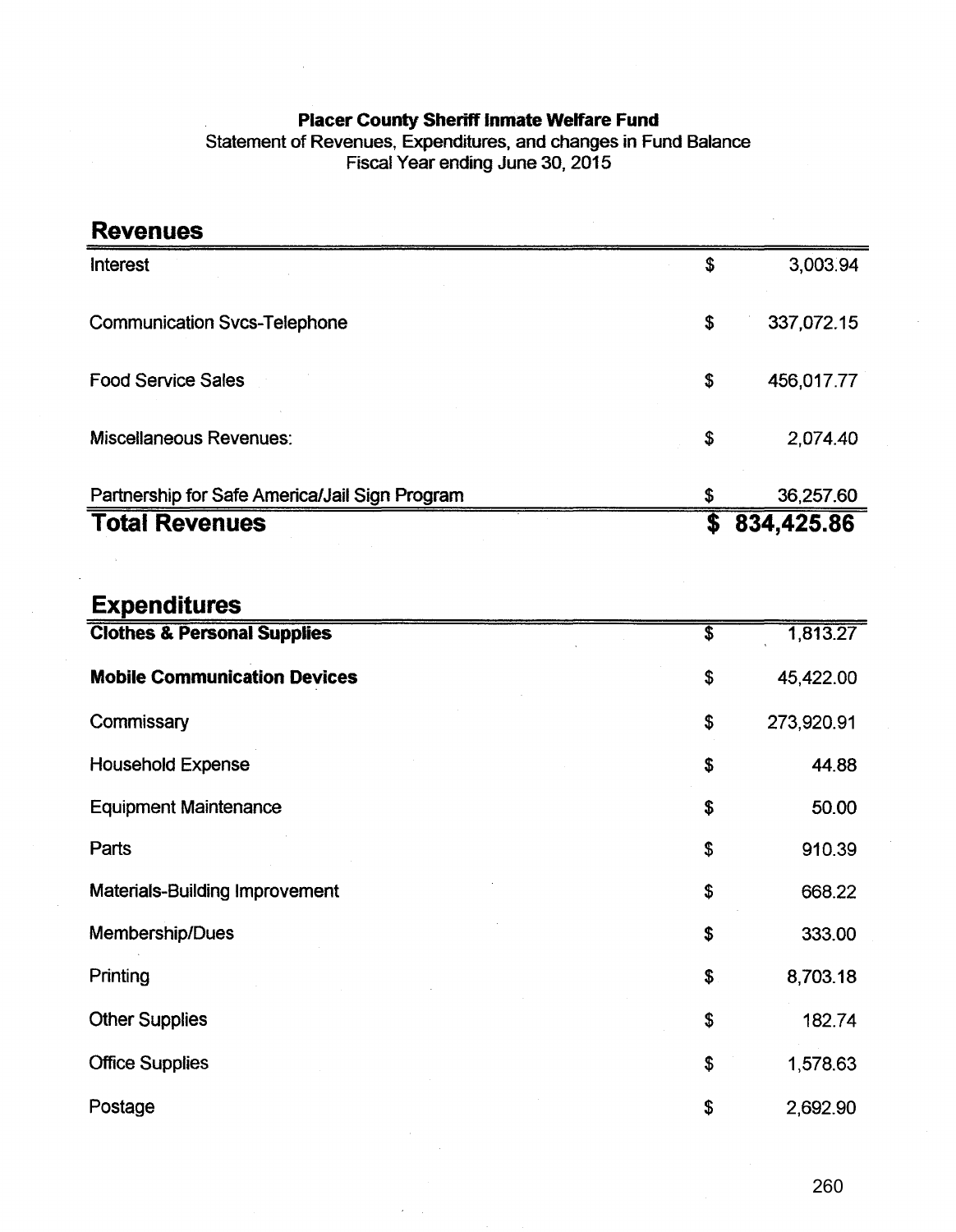**Placer County Sheriff Inmate Welfare Fund**
Statement of Revenues, Expenditures, and changes in Fund Balance
Fiscal Year ending June 30, 2015

## Revenues

| | | |
|---|---|---|
| Interest | $ | 3,003.94 |
| Communication Svcs-Telephone | $ | 337,072.15 |
| Food Service Sales | $ | 456,017.77 |
| Miscellaneous Revenues: | $ | 2,074.40 |
| Partnership for Safe America/Jail Sign Program | $ | 36,257.60 |
| **Total Revenues** | **$** | **834,425.86** |

## Expenditures

| | | |
|---|---|---|
| **Clothes & Personal Supplies** | $ | 1,813.27 |
| **Mobile Communication Devices** | $ | 45,422.00 |
| Commissary | $ | 273,920.91 |
| Household Expense | $ | 44.88 |
| Equipment Maintenance | $ | 50.00 |
| Parts | $ | 910.39 |
| Materials-Building Improvement | $ | 668.22 |
| Membership/Dues | $ | 333.00 |
| Printing | $ | 8,703.18 |
| Other Supplies | $ | 182.74 |
| Office Supplies | $ | 1,578.63 |
| Postage | $ | 2,692.90 |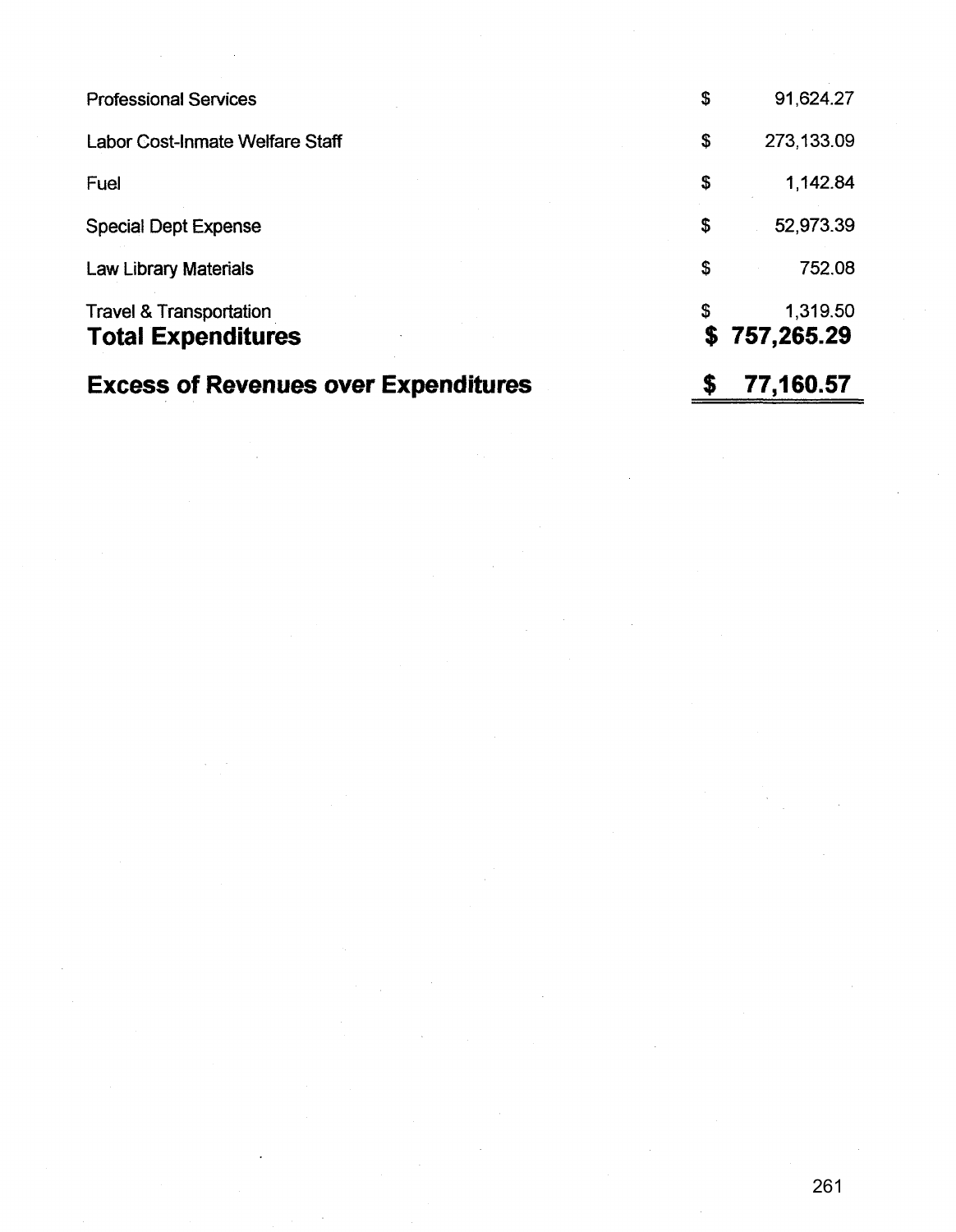| | |
|---|---|
| Professional Services | $ 91,624.27 |
| Labor Cost-Inmate Welfare Staff | $ 273,133.09 |
| Fuel | $ 1,142.84 |
| Special Dept Expense | $ 52,973.39 |
| Law Library Materials | $ 752.08 |
| Travel & Transportation | $ 1,319.50 |
| **Total Expenditures** | **$ 757,265.29** |
| **Excess of Revenues over Expenditures** | **$ 77,160.57** |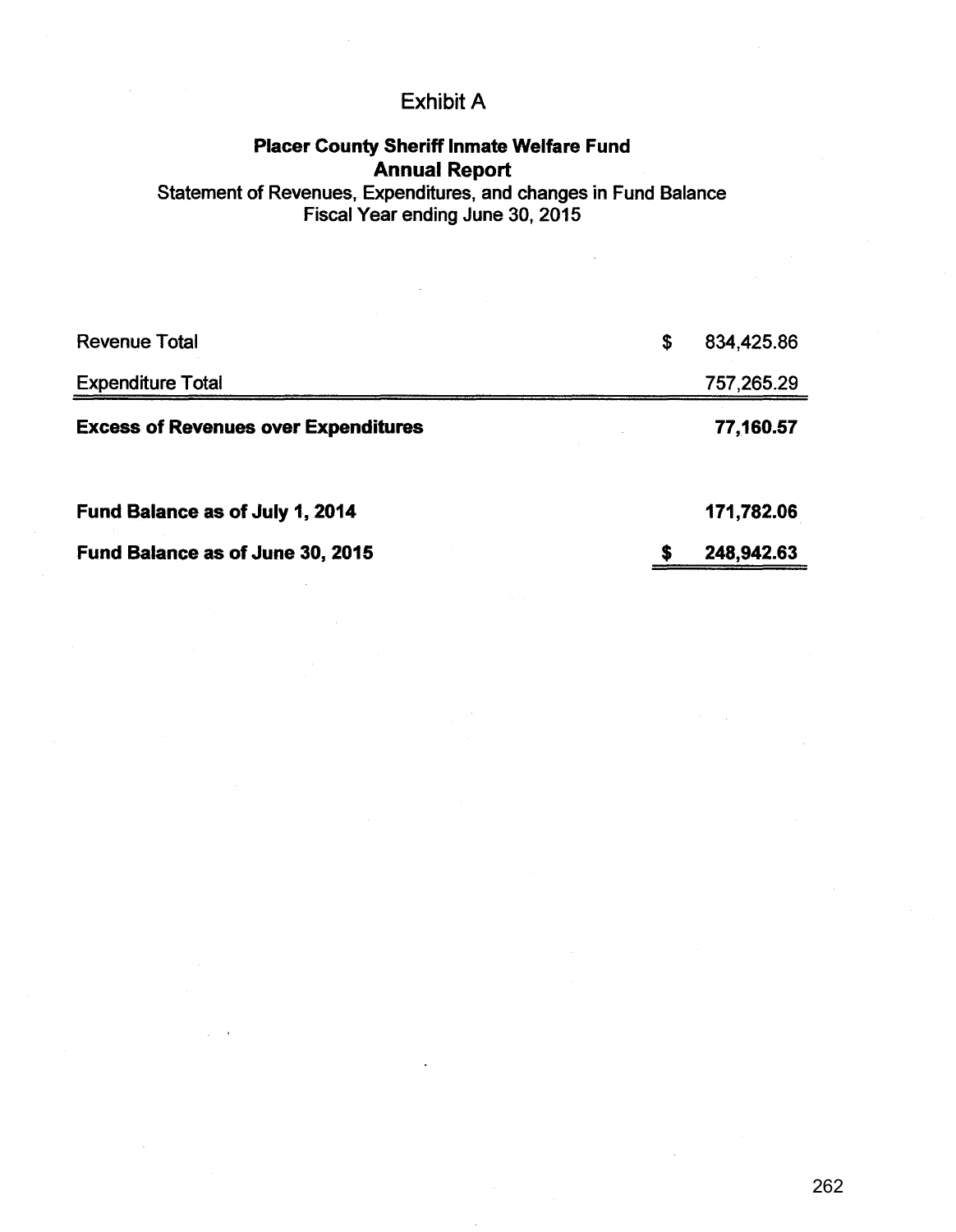# Exhibit A

## Placer County Sheriff Inmate Welfare Fund

## Annual Report

Statement of Revenues, Expenditures, and changes in Fund Balance
Fiscal Year ending June 30, 2015

| | |
|---|---|
| Revenue Total | $ 834,425.86 |
| Expenditure Total | 757,265.29 |
| **Excess of Revenues over Expenditures** | **77,160.57** |
| **Fund Balance as of July 1, 2014** | **171,782.06** |
| **Fund Balance as of June 30, 2015** | **$ 248,942.63** |